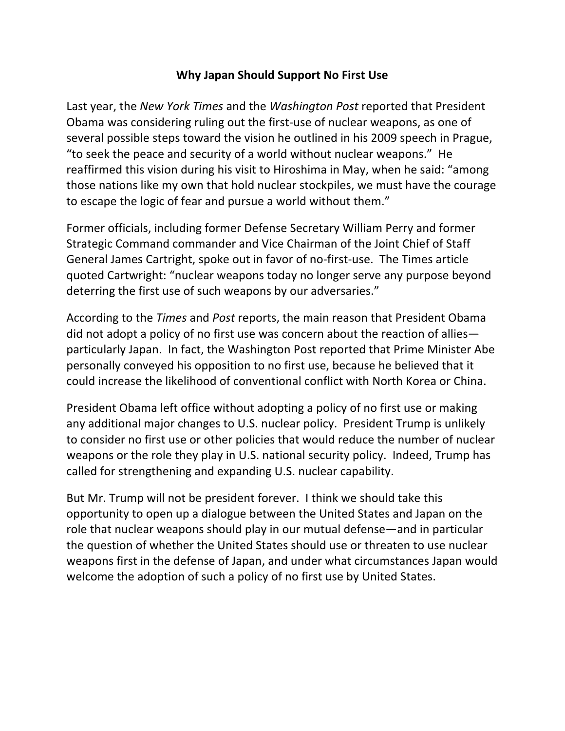# Why Japan Should Support No First Use

Last year, the *New York Times* and the *Washington Post* reported that President Obama was considering ruling out the first-use of nuclear weapons, as one of several possible steps toward the vision he outlined in his 2009 speech in Prague, "to seek the peace and security of a world without nuclear weapons." He reaffirmed this vision during his visit to Hiroshima in May, when he said: "among those nations like my own that hold nuclear stockpiles, we must have the courage to escape the logic of fear and pursue a world without them."

Former officials, including former Defense Secretary William Perry and former Strategic Command commander and Vice Chairman of the Joint Chief of Staff General James Cartright, spoke out in favor of no-first-use. The Times article quoted Cartwright: "nuclear weapons today no longer serve any purpose beyond deterring the first use of such weapons by our adversaries."

According to the *Times* and *Post* reports, the main reason that President Obama did not adopt a policy of no first use was concern about the reaction of allies—particularly Japan. In fact, the Washington Post reported that Prime Minister Abe personally conveyed his opposition to no first use, because he believed that it could increase the likelihood of conventional conflict with North Korea or China.

President Obama left office without adopting a policy of no first use or making any additional major changes to U.S. nuclear policy. President Trump is unlikely to consider no first use or other policies that would reduce the number of nuclear weapons or the role they play in U.S. national security policy. Indeed, Trump has called for strengthening and expanding U.S. nuclear capability.

But Mr. Trump will not be president forever. I think we should take this opportunity to open up a dialogue between the United States and Japan on the role that nuclear weapons should play in our mutual defense—and in particular the question of whether the United States should use or threaten to use nuclear weapons first in the defense of Japan, and under what circumstances Japan would welcome the adoption of such a policy of no first use by United States.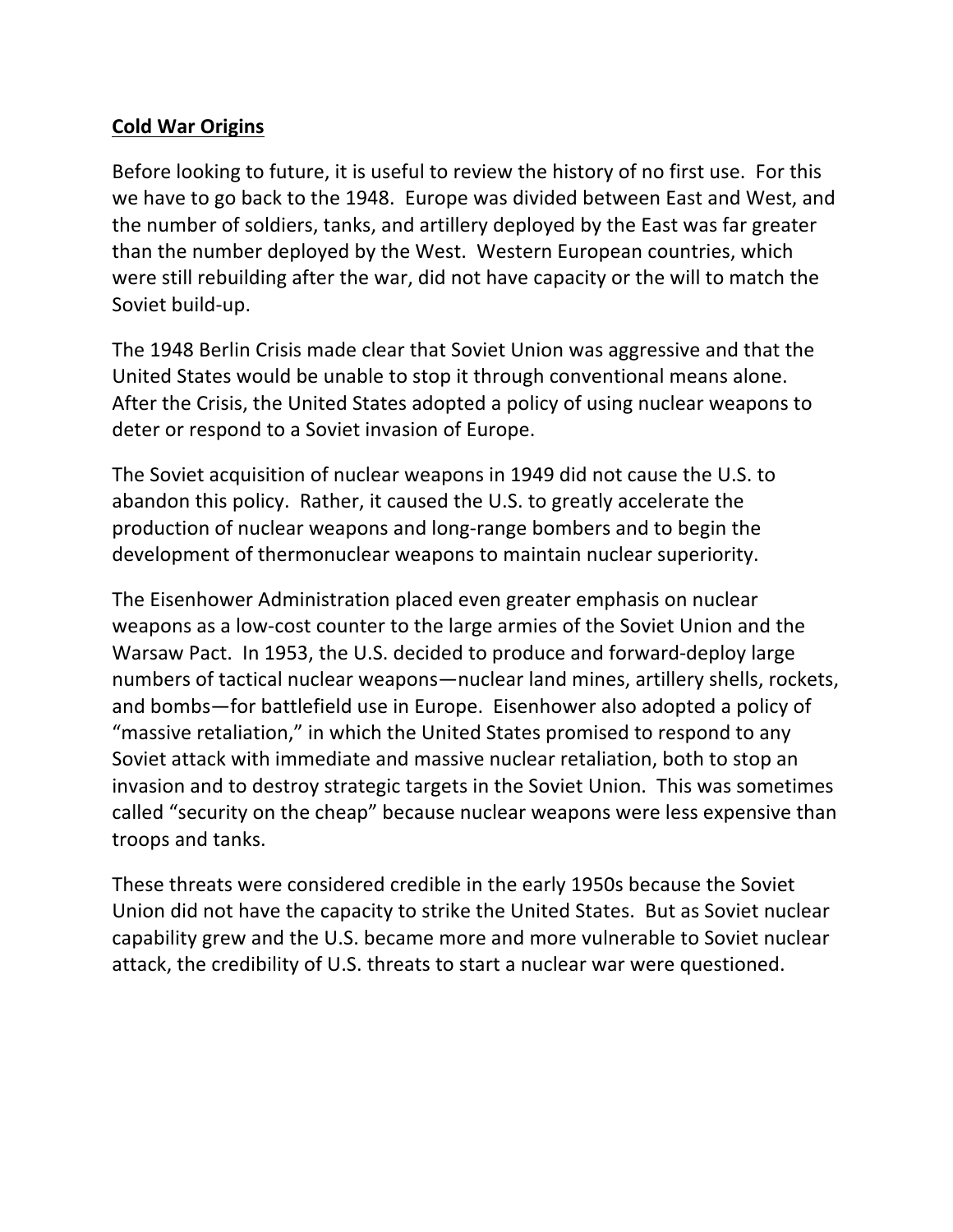**Cold War Origins**

Before looking to future, it is useful to review the history of no first use. For this we have to go back to the 1948. Europe was divided between East and West, and the number of soldiers, tanks, and artillery deployed by the East was far greater than the number deployed by the West. Western European countries, which were still rebuilding after the war, did not have capacity or the will to match the Soviet build-up.

The 1948 Berlin Crisis made clear that Soviet Union was aggressive and that the United States would be unable to stop it through conventional means alone. After the Crisis, the United States adopted a policy of using nuclear weapons to deter or respond to a Soviet invasion of Europe.

The Soviet acquisition of nuclear weapons in 1949 did not cause the U.S. to abandon this policy. Rather, it caused the U.S. to greatly accelerate the production of nuclear weapons and long-range bombers and to begin the development of thermonuclear weapons to maintain nuclear superiority.

The Eisenhower Administration placed even greater emphasis on nuclear weapons as a low-cost counter to the large armies of the Soviet Union and the Warsaw Pact. In 1953, the U.S. decided to produce and forward-deploy large numbers of tactical nuclear weapons—nuclear land mines, artillery shells, rockets, and bombs—for battlefield use in Europe. Eisenhower also adopted a policy of "massive retaliation," in which the United States promised to respond to any Soviet attack with immediate and massive nuclear retaliation, both to stop an invasion and to destroy strategic targets in the Soviet Union. This was sometimes called "security on the cheap" because nuclear weapons were less expensive than troops and tanks.

These threats were considered credible in the early 1950s because the Soviet Union did not have the capacity to strike the United States. But as Soviet nuclear capability grew and the U.S. became more and more vulnerable to Soviet nuclear attack, the credibility of U.S. threats to start a nuclear war were questioned.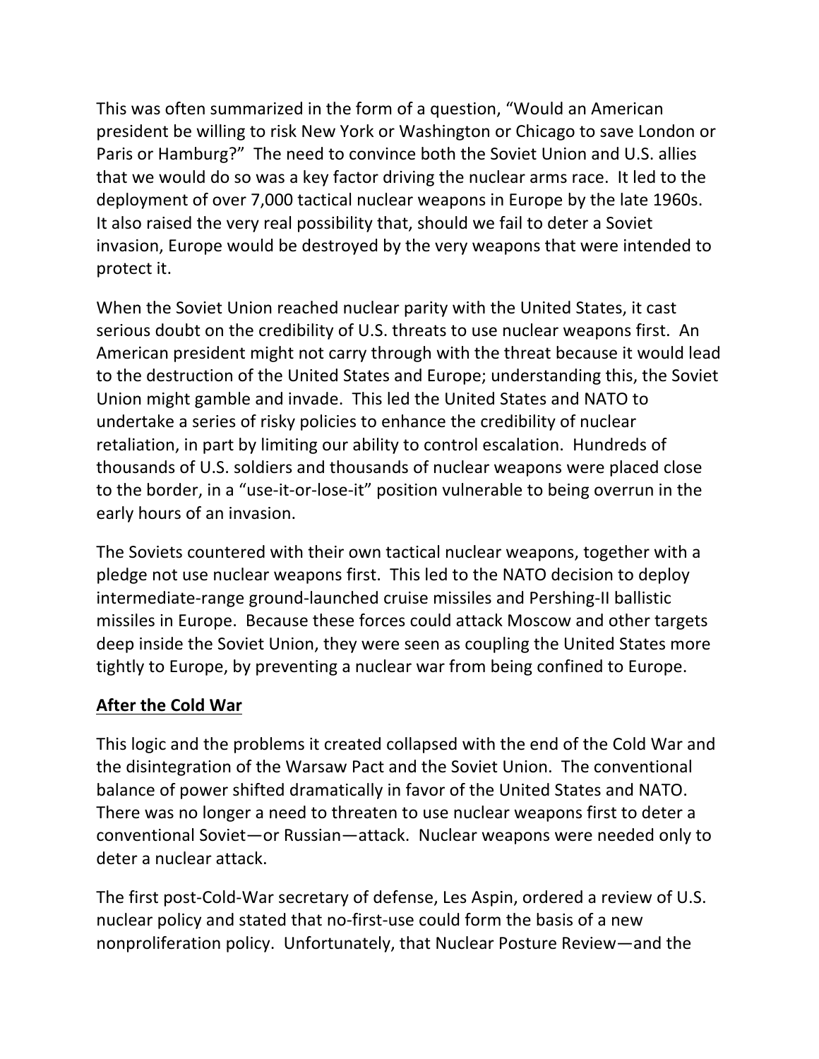This was often summarized in the form of a question, "Would an American president be willing to risk New York or Washington or Chicago to save London or Paris or Hamburg?" The need to convince both the Soviet Union and U.S. allies that we would do so was a key factor driving the nuclear arms race. It led to the deployment of over 7,000 tactical nuclear weapons in Europe by the late 1960s. It also raised the very real possibility that, should we fail to deter a Soviet invasion, Europe would be destroyed by the very weapons that were intended to protect it.

When the Soviet Union reached nuclear parity with the United States, it cast serious doubt on the credibility of U.S. threats to use nuclear weapons first. An American president might not carry through with the threat because it would lead to the destruction of the United States and Europe; understanding this, the Soviet Union might gamble and invade. This led the United States and NATO to undertake a series of risky policies to enhance the credibility of nuclear retaliation, in part by limiting our ability to control escalation. Hundreds of thousands of U.S. soldiers and thousands of nuclear weapons were placed close to the border, in a "use-it-or-lose-it" position vulnerable to being overrun in the early hours of an invasion.

The Soviets countered with their own tactical nuclear weapons, together with a pledge not use nuclear weapons first. This led to the NATO decision to deploy intermediate-range ground-launched cruise missiles and Pershing-II ballistic missiles in Europe. Because these forces could attack Moscow and other targets deep inside the Soviet Union, they were seen as coupling the United States more tightly to Europe, by preventing a nuclear war from being confined to Europe.

## After the Cold War

This logic and the problems it created collapsed with the end of the Cold War and the disintegration of the Warsaw Pact and the Soviet Union. The conventional balance of power shifted dramatically in favor of the United States and NATO. There was no longer a need to threaten to use nuclear weapons first to deter a conventional Soviet—or Russian—attack. Nuclear weapons were needed only to deter a nuclear attack.

The first post-Cold-War secretary of defense, Les Aspin, ordered a review of U.S. nuclear policy and stated that no-first-use could form the basis of a new nonproliferation policy. Unfortunately, that Nuclear Posture Review—and the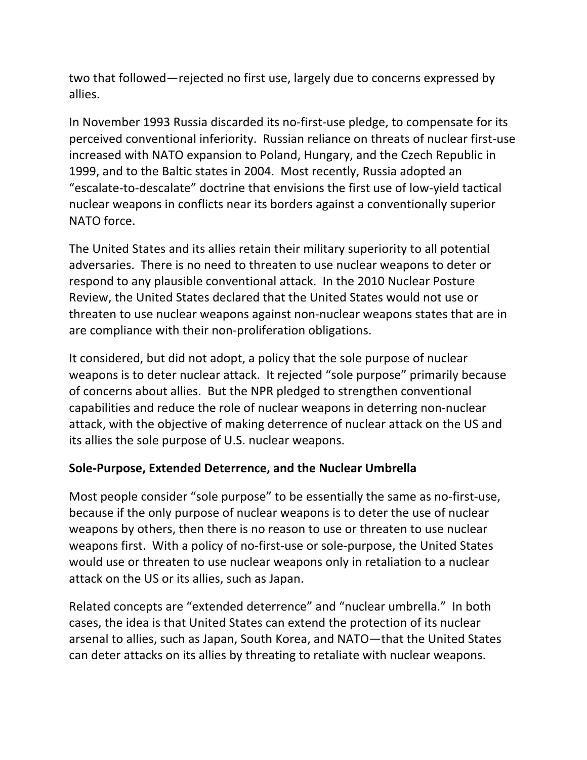two that followed—rejected no first use, largely due to concerns expressed by allies.

In November 1993 Russia discarded its no-first-use pledge, to compensate for its perceived conventional inferiority. Russian reliance on threats of nuclear first-use increased with NATO expansion to Poland, Hungary, and the Czech Republic in 1999, and to the Baltic states in 2004. Most recently, Russia adopted an "escalate-to-descalate" doctrine that envisions the first use of low-yield tactical nuclear weapons in conflicts near its borders against a conventionally superior NATO force.

The United States and its allies retain their military superiority to all potential adversaries. There is no need to threaten to use nuclear weapons to deter or respond to any plausible conventional attack. In the 2010 Nuclear Posture Review, the United States declared that the United States would not use or threaten to use nuclear weapons against non-nuclear weapons states that are in are compliance with their non-proliferation obligations.

It considered, but did not adopt, a policy that the sole purpose of nuclear weapons is to deter nuclear attack. It rejected "sole purpose" primarily because of concerns about allies. But the NPR pledged to strengthen conventional capabilities and reduce the role of nuclear weapons in deterring non-nuclear attack, with the objective of making deterrence of nuclear attack on the US and its allies the sole purpose of U.S. nuclear weapons.

**Sole-Purpose, Extended Deterrence, and the Nuclear Umbrella**

Most people consider "sole purpose" to be essentially the same as no-first-use, because if the only purpose of nuclear weapons is to deter the use of nuclear weapons by others, then there is no reason to use or threaten to use nuclear weapons first. With a policy of no-first-use or sole-purpose, the United States would use or threaten to use nuclear weapons only in retaliation to a nuclear attack on the US or its allies, such as Japan.

Related concepts are "extended deterrence" and "nuclear umbrella." In both cases, the idea is that United States can extend the protection of its nuclear arsenal to allies, such as Japan, South Korea, and NATO—that the United States can deter attacks on its allies by threating to retaliate with nuclear weapons.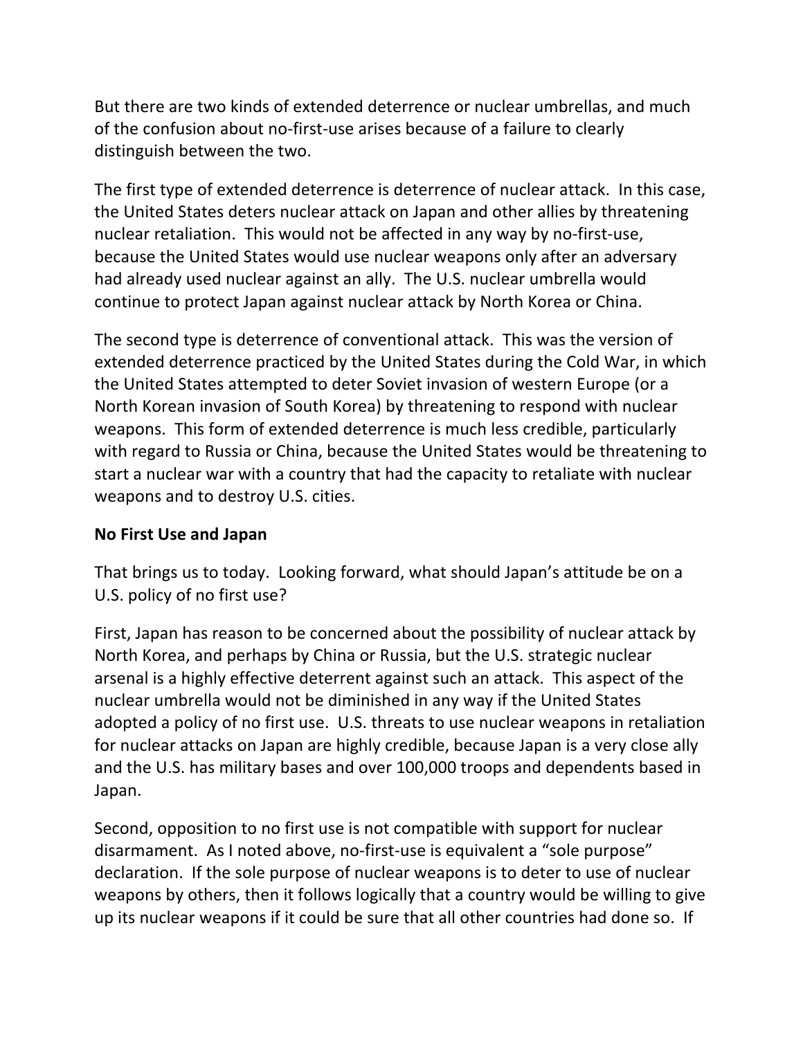But there are two kinds of extended deterrence or nuclear umbrellas, and much of the confusion about no-first-use arises because of a failure to clearly distinguish between the two.

The first type of extended deterrence is deterrence of nuclear attack. In this case, the United States deters nuclear attack on Japan and other allies by threatening nuclear retaliation. This would not be affected in any way by no-first-use, because the United States would use nuclear weapons only after an adversary had already used nuclear against an ally. The U.S. nuclear umbrella would continue to protect Japan against nuclear attack by North Korea or China.

The second type is deterrence of conventional attack. This was the version of extended deterrence practiced by the United States during the Cold War, in which the United States attempted to deter Soviet invasion of western Europe (or a North Korean invasion of South Korea) by threatening to respond with nuclear weapons. This form of extended deterrence is much less credible, particularly with regard to Russia or China, because the United States would be threatening to start a nuclear war with a country that had the capacity to retaliate with nuclear weapons and to destroy U.S. cities.

## No First Use and Japan

That brings us to today. Looking forward, what should Japan's attitude be on a U.S. policy of no first use?

First, Japan has reason to be concerned about the possibility of nuclear attack by North Korea, and perhaps by China or Russia, but the U.S. strategic nuclear arsenal is a highly effective deterrent against such an attack. This aspect of the nuclear umbrella would not be diminished in any way if the United States adopted a policy of no first use. U.S. threats to use nuclear weapons in retaliation for nuclear attacks on Japan are highly credible, because Japan is a very close ally and the U.S. has military bases and over 100,000 troops and dependents based in Japan.

Second, opposition to no first use is not compatible with support for nuclear disarmament. As I noted above, no-first-use is equivalent a "sole purpose" declaration. If the sole purpose of nuclear weapons is to deter to use of nuclear weapons by others, then it follows logically that a country would be willing to give up its nuclear weapons if it could be sure that all other countries had done so. If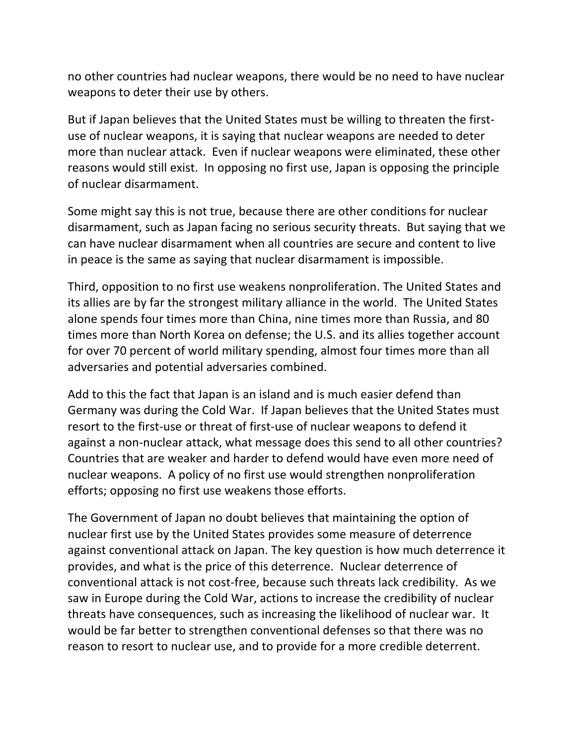no other countries had nuclear weapons, there would be no need to have nuclear weapons to deter their use by others.

But if Japan believes that the United States must be willing to threaten the first-use of nuclear weapons, it is saying that nuclear weapons are needed to deter more than nuclear attack. Even if nuclear weapons were eliminated, these other reasons would still exist. In opposing no first use, Japan is opposing the principle of nuclear disarmament.

Some might say this is not true, because there are other conditions for nuclear disarmament, such as Japan facing no serious security threats. But saying that we can have nuclear disarmament when all countries are secure and content to live in peace is the same as saying that nuclear disarmament is impossible.

Third, opposition to no first use weakens nonproliferation. The United States and its allies are by far the strongest military alliance in the world. The United States alone spends four times more than China, nine times more than Russia, and 80 times more than North Korea on defense; the U.S. and its allies together account for over 70 percent of world military spending, almost four times more than all adversaries and potential adversaries combined.

Add to this the fact that Japan is an island and is much easier defend than Germany was during the Cold War. If Japan believes that the United States must resort to the first-use or threat of first-use of nuclear weapons to defend it against a non-nuclear attack, what message does this send to all other countries? Countries that are weaker and harder to defend would have even more need of nuclear weapons. A policy of no first use would strengthen nonproliferation efforts; opposing no first use weakens those efforts.

The Government of Japan no doubt believes that maintaining the option of nuclear first use by the United States provides some measure of deterrence against conventional attack on Japan. The key question is how much deterrence it provides, and what is the price of this deterrence. Nuclear deterrence of conventional attack is not cost-free, because such threats lack credibility. As we saw in Europe during the Cold War, actions to increase the credibility of nuclear threats have consequences, such as increasing the likelihood of nuclear war. It would be far better to strengthen conventional defenses so that there was no reason to resort to nuclear use, and to provide for a more credible deterrent.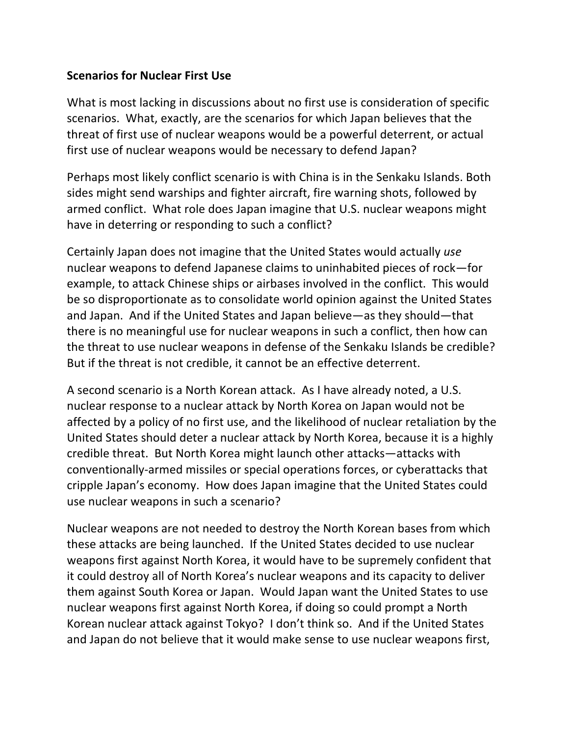**Scenarios for Nuclear First Use**

What is most lacking in discussions about no first use is consideration of specific scenarios. What, exactly, are the scenarios for which Japan believes that the threat of first use of nuclear weapons would be a powerful deterrent, or actual first use of nuclear weapons would be necessary to defend Japan?

Perhaps most likely conflict scenario is with China is in the Senkaku Islands. Both sides might send warships and fighter aircraft, fire warning shots, followed by armed conflict. What role does Japan imagine that U.S. nuclear weapons might have in deterring or responding to such a conflict?

Certainly Japan does not imagine that the United States would actually *use* nuclear weapons to defend Japanese claims to uninhabited pieces of rock—for example, to attack Chinese ships or airbases involved in the conflict. This would be so disproportionate as to consolidate world opinion against the United States and Japan. And if the United States and Japan believe—as they should—that there is no meaningful use for nuclear weapons in such a conflict, then how can the threat to use nuclear weapons in defense of the Senkaku Islands be credible? But if the threat is not credible, it cannot be an effective deterrent.

A second scenario is a North Korean attack. As I have already noted, a U.S. nuclear response to a nuclear attack by North Korea on Japan would not be affected by a policy of no first use, and the likelihood of nuclear retaliation by the United States should deter a nuclear attack by North Korea, because it is a highly credible threat. But North Korea might launch other attacks—attacks with conventionally-armed missiles or special operations forces, or cyberattacks that cripple Japan's economy. How does Japan imagine that the United States could use nuclear weapons in such a scenario?

Nuclear weapons are not needed to destroy the North Korean bases from which these attacks are being launched. If the United States decided to use nuclear weapons first against North Korea, it would have to be supremely confident that it could destroy all of North Korea's nuclear weapons and its capacity to deliver them against South Korea or Japan. Would Japan want the United States to use nuclear weapons first against North Korea, if doing so could prompt a North Korean nuclear attack against Tokyo? I don't think so. And if the United States and Japan do not believe that it would make sense to use nuclear weapons first,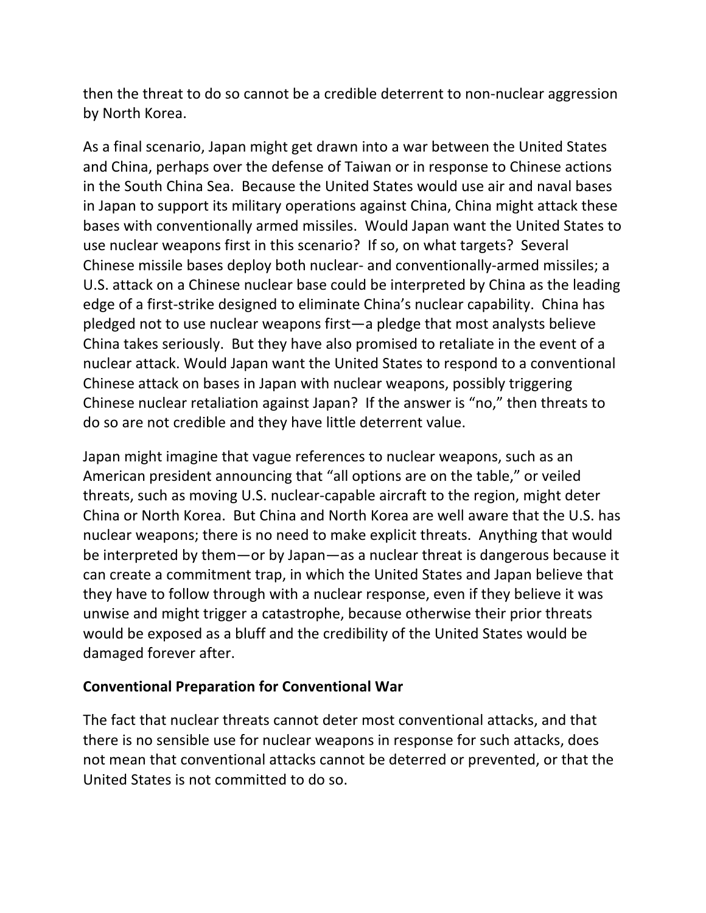then the threat to do so cannot be a credible deterrent to non-nuclear aggression by North Korea.

As a final scenario, Japan might get drawn into a war between the United States and China, perhaps over the defense of Taiwan or in response to Chinese actions in the South China Sea. Because the United States would use air and naval bases in Japan to support its military operations against China, China might attack these bases with conventionally armed missiles. Would Japan want the United States to use nuclear weapons first in this scenario? If so, on what targets? Several Chinese missile bases deploy both nuclear- and conventionally-armed missiles; a U.S. attack on a Chinese nuclear base could be interpreted by China as the leading edge of a first-strike designed to eliminate China's nuclear capability. China has pledged not to use nuclear weapons first—a pledge that most analysts believe China takes seriously. But they have also promised to retaliate in the event of a nuclear attack. Would Japan want the United States to respond to a conventional Chinese attack on bases in Japan with nuclear weapons, possibly triggering Chinese nuclear retaliation against Japan? If the answer is "no," then threats to do so are not credible and they have little deterrent value.

Japan might imagine that vague references to nuclear weapons, such as an American president announcing that "all options are on the table," or veiled threats, such as moving U.S. nuclear-capable aircraft to the region, might deter China or North Korea. But China and North Korea are well aware that the U.S. has nuclear weapons; there is no need to make explicit threats. Anything that would be interpreted by them—or by Japan—as a nuclear threat is dangerous because it can create a commitment trap, in which the United States and Japan believe that they have to follow through with a nuclear response, even if they believe it was unwise and might trigger a catastrophe, because otherwise their prior threats would be exposed as a bluff and the credibility of the United States would be damaged forever after.

## Conventional Preparation for Conventional War

The fact that nuclear threats cannot deter most conventional attacks, and that there is no sensible use for nuclear weapons in response for such attacks, does not mean that conventional attacks cannot be deterred or prevented, or that the United States is not committed to do so.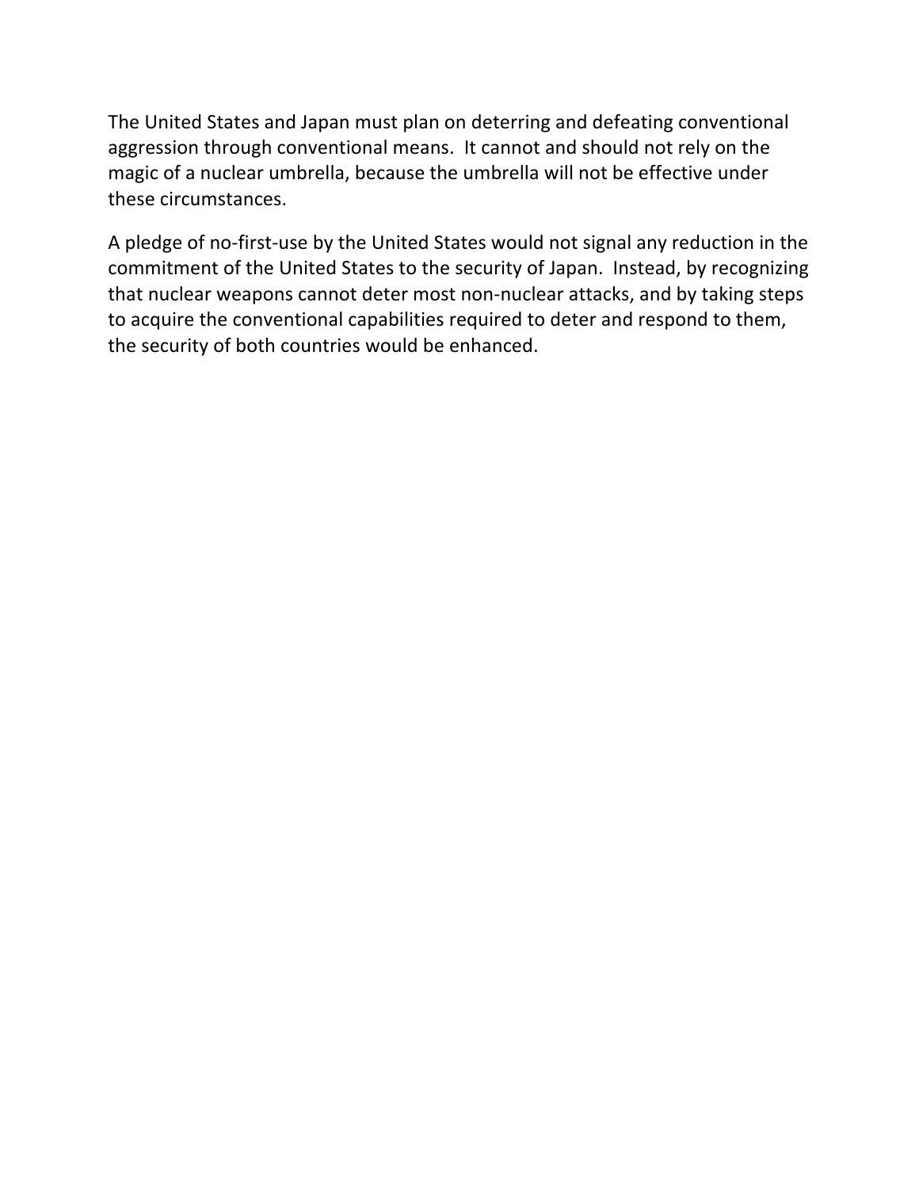The United States and Japan must plan on deterring and defeating conventional aggression through conventional means. It cannot and should not rely on the magic of a nuclear umbrella, because the umbrella will not be effective under these circumstances.

A pledge of no-first-use by the United States would not signal any reduction in the commitment of the United States to the security of Japan. Instead, by recognizing that nuclear weapons cannot deter most non-nuclear attacks, and by taking steps to acquire the conventional capabilities required to deter and respond to them, the security of both countries would be enhanced.